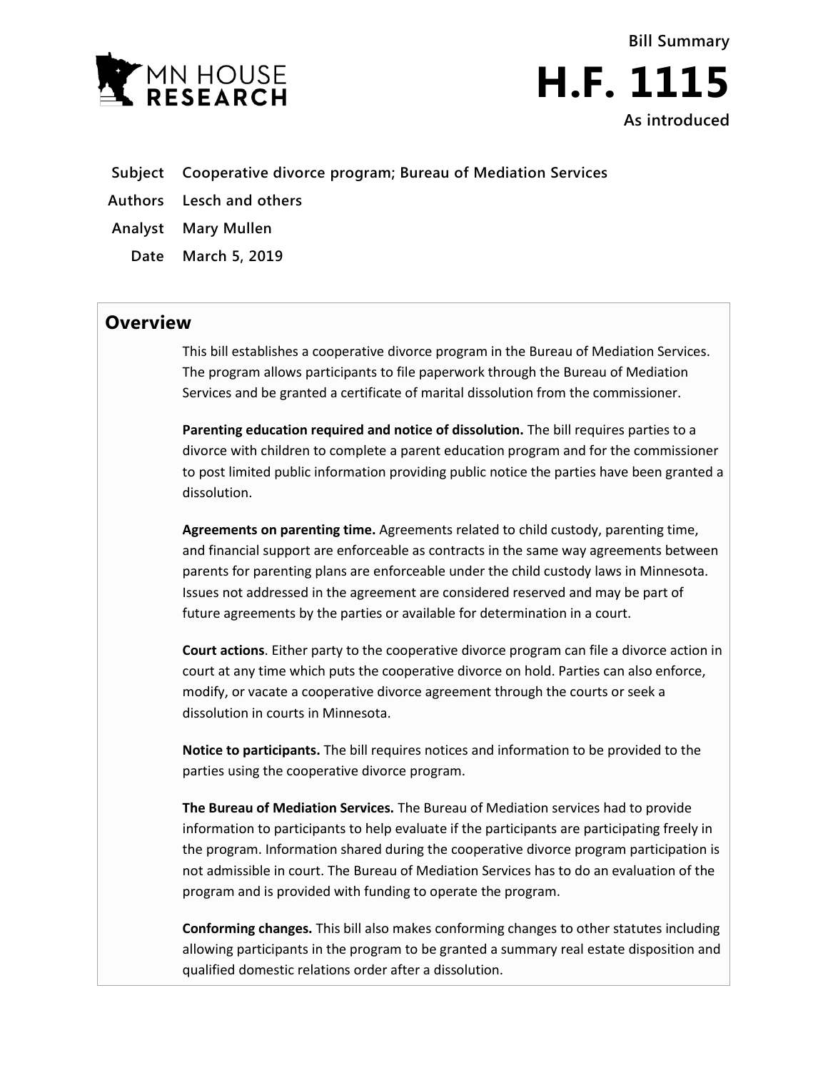MN HOUSE RESEARCH

Bill Summary

# H.F. 1115

As introduced

**Subject** Cooperative divorce program; Bureau of Mediation Services

**Authors** Lesch and others

**Analyst** Mary Mullen

**Date** March 5, 2019

## Overview

This bill establishes a cooperative divorce program in the Bureau of Mediation Services. The program allows participants to file paperwork through the Bureau of Mediation Services and be granted a certificate of marital dissolution from the commissioner.

**Parenting education required and notice of dissolution.** The bill requires parties to a divorce with children to complete a parent education program and for the commissioner to post limited public information providing public notice the parties have been granted a dissolution.

**Agreements on parenting time.** Agreements related to child custody, parenting time, and financial support are enforceable as contracts in the same way agreements between parents for parenting plans are enforceable under the child custody laws in Minnesota. Issues not addressed in the agreement are considered reserved and may be part of future agreements by the parties or available for determination in a court.

**Court actions**. Either party to the cooperative divorce program can file a divorce action in court at any time which puts the cooperative divorce on hold. Parties can also enforce, modify, or vacate a cooperative divorce agreement through the courts or seek a dissolution in courts in Minnesota.

**Notice to participants.** The bill requires notices and information to be provided to the parties using the cooperative divorce program.

**The Bureau of Mediation Services.** The Bureau of Mediation services had to provide information to participants to help evaluate if the participants are participating freely in the program. Information shared during the cooperative divorce program participation is not admissible in court. The Bureau of Mediation Services has to do an evaluation of the program and is provided with funding to operate the program.

**Conforming changes.** This bill also makes conforming changes to other statutes including allowing participants in the program to be granted a summary real estate disposition and qualified domestic relations order after a dissolution.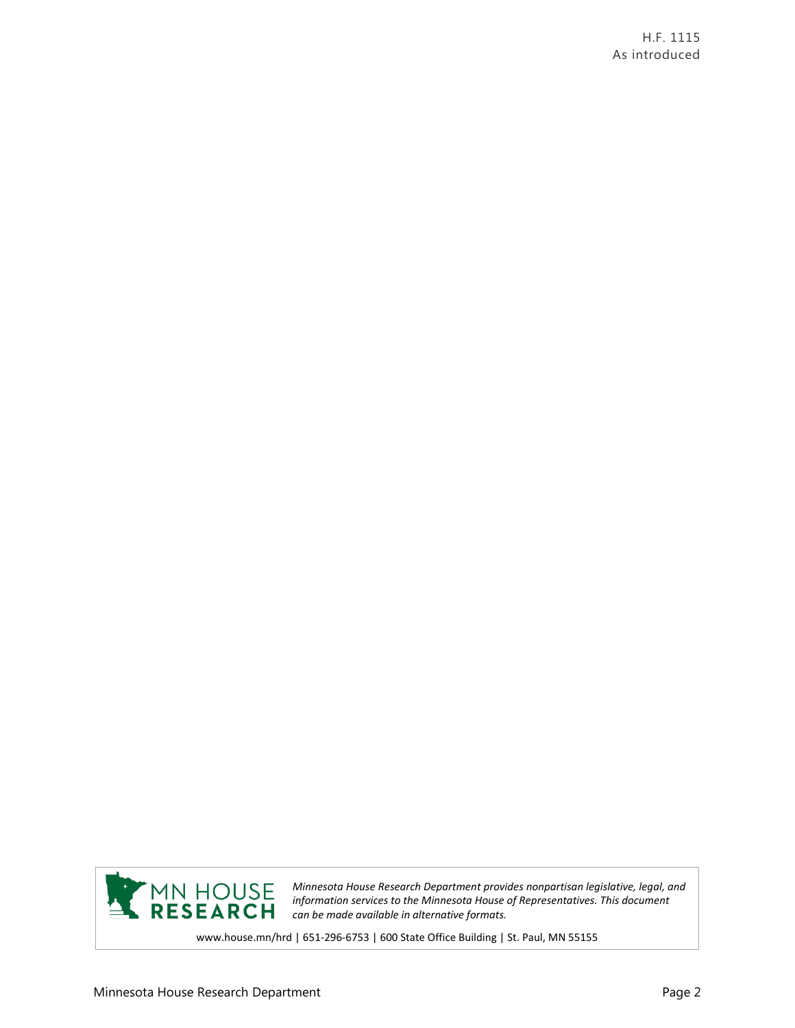Minnesota House Research Department provides nonpartisan legislative, legal, and information services to the Minnesota House of Representatives. This document can be made available in alternative formats.

www.house.mn/hrd | 651-296-6753 | 600 State Office Building | St. Paul, MN 55155